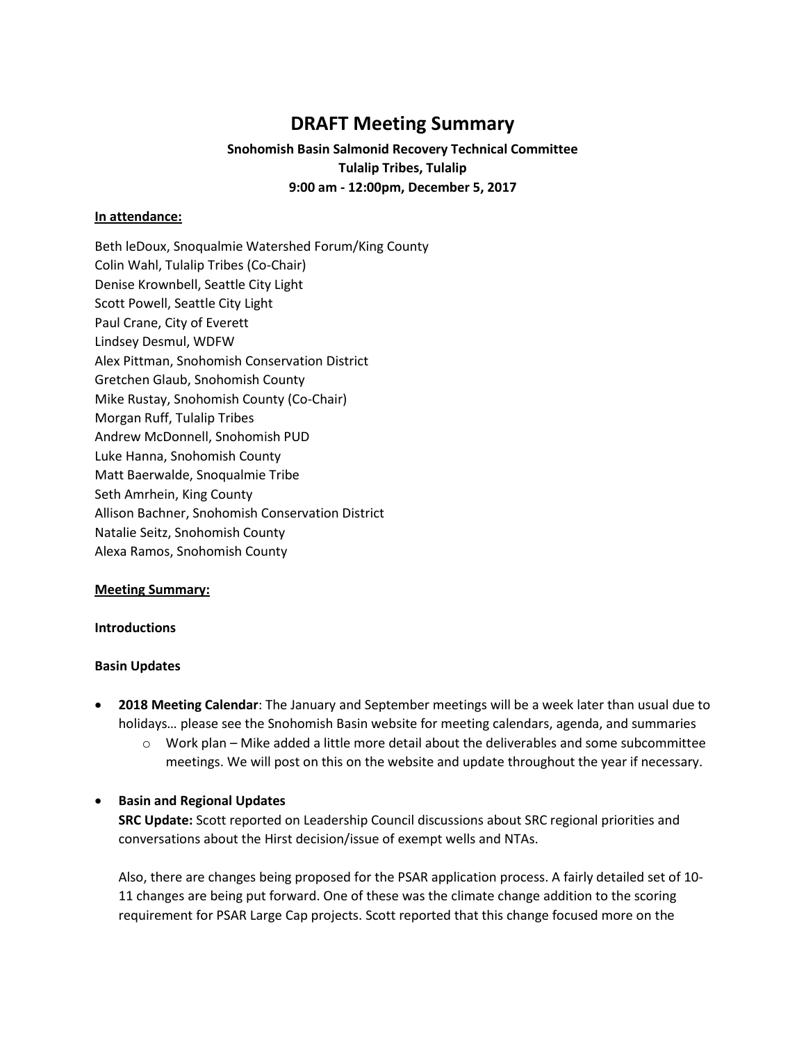# DRAFT Meeting Summary

**Snohomish Basin Salmonid Recovery Technical Committee**
**Tulalip Tribes, Tulalip**
**9:00 am - 12:00pm, December 5, 2017**

**In attendance:**

Beth leDoux, Snoqualmie Watershed Forum/King County
Colin Wahl, Tulalip Tribes (Co-Chair)
Denise Krownbell, Seattle City Light
Scott Powell, Seattle City Light
Paul Crane, City of Everett
Lindsey Desmul, WDFW
Alex Pittman, Snohomish Conservation District
Gretchen Glaub, Snohomish County
Mike Rustay, Snohomish County (Co-Chair)
Morgan Ruff, Tulalip Tribes
Andrew McDonnell, Snohomish PUD
Luke Hanna, Snohomish County
Matt Baerwalde, Snoqualmie Tribe
Seth Amrhein, King County
Allison Bachner, Snohomish Conservation District
Natalie Seitz, Snohomish County
Alexa Ramos, Snohomish County

**Meeting Summary:**

**Introductions**

**Basin Updates**

- **2018 Meeting Calendar**: The January and September meetings will be a week later than usual due to holidays… please see the Snohomish Basin website for meeting calendars, agenda, and summaries
  - Work plan – Mike added a little more detail about the deliverables and some subcommittee meetings. We will post on this on the website and update throughout the year if necessary.

- **Basin and Regional Updates**

  **SRC Update:** Scott reported on Leadership Council discussions about SRC regional priorities and conversations about the Hirst decision/issue of exempt wells and NTAs.

  Also, there are changes being proposed for the PSAR application process. A fairly detailed set of 10-11 changes are being put forward. One of these was the climate change addition to the scoring requirement for PSAR Large Cap projects. Scott reported that this change focused more on the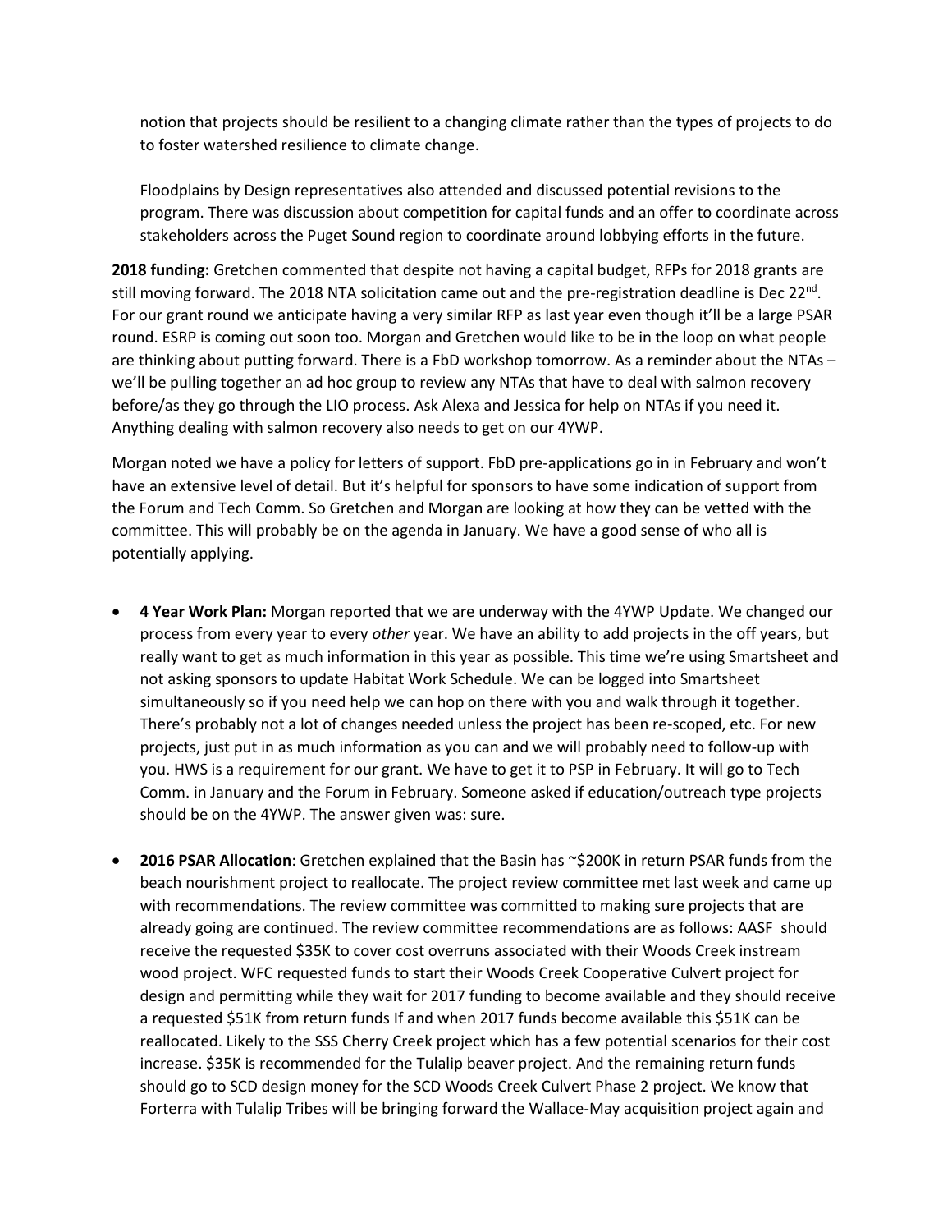notion that projects should be resilient to a changing climate rather than the types of projects to do to foster watershed resilience to climate change.

Floodplains by Design representatives also attended and discussed potential revisions to the program. There was discussion about competition for capital funds and an offer to coordinate across stakeholders across the Puget Sound region to coordinate around lobbying efforts in the future.

**2018 funding:** Gretchen commented that despite not having a capital budget, RFPs for 2018 grants are still moving forward. The 2018 NTA solicitation came out and the pre-registration deadline is Dec 22nd. For our grant round we anticipate having a very similar RFP as last year even though it'll be a large PSAR round. ESRP is coming out soon too. Morgan and Gretchen would like to be in the loop on what people are thinking about putting forward. There is a FbD workshop tomorrow. As a reminder about the NTAs – we'll be pulling together an ad hoc group to review any NTAs that have to deal with salmon recovery before/as they go through the LIO process. Ask Alexa and Jessica for help on NTAs if you need it. Anything dealing with salmon recovery also needs to get on our 4YWP.

Morgan noted we have a policy for letters of support. FbD pre-applications go in in February and won't have an extensive level of detail. But it's helpful for sponsors to have some indication of support from the Forum and Tech Comm. So Gretchen and Morgan are looking at how they can be vetted with the committee. This will probably be on the agenda in January. We have a good sense of who all is potentially applying.

- **4 Year Work Plan:** Morgan reported that we are underway with the 4YWP Update. We changed our process from every year to every *other* year. We have an ability to add projects in the off years, but really want to get as much information in this year as possible. This time we're using Smartsheet and not asking sponsors to update Habitat Work Schedule. We can be logged into Smartsheet simultaneously so if you need help we can hop on there with you and walk through it together. There's probably not a lot of changes needed unless the project has been re-scoped, etc. For new projects, just put in as much information as you can and we will probably need to follow-up with you. HWS is a requirement for our grant. We have to get it to PSP in February. It will go to Tech Comm. in January and the Forum in February. Someone asked if education/outreach type projects should be on the 4YWP. The answer given was: sure.

- **2016 PSAR Allocation**: Gretchen explained that the Basin has ~$200K in return PSAR funds from the beach nourishment project to reallocate. The project review committee met last week and came up with recommendations. The review committee was committed to making sure projects that are already going are continued. The review committee recommendations are as follows: AASF should receive the requested $35K to cover cost overruns associated with their Woods Creek instream wood project. WFC requested funds to start their Woods Creek Cooperative Culvert project for design and permitting while they wait for 2017 funding to become available and they should receive a requested $51K from return funds If and when 2017 funds become available this $51K can be reallocated. Likely to the SSS Cherry Creek project which has a few potential scenarios for their cost increase. $35K is recommended for the Tulalip beaver project. And the remaining return funds should go to SCD design money for the SCD Woods Creek Culvert Phase 2 project. We know that Forterra with Tulalip Tribes will be bringing forward the Wallace-May acquisition project again and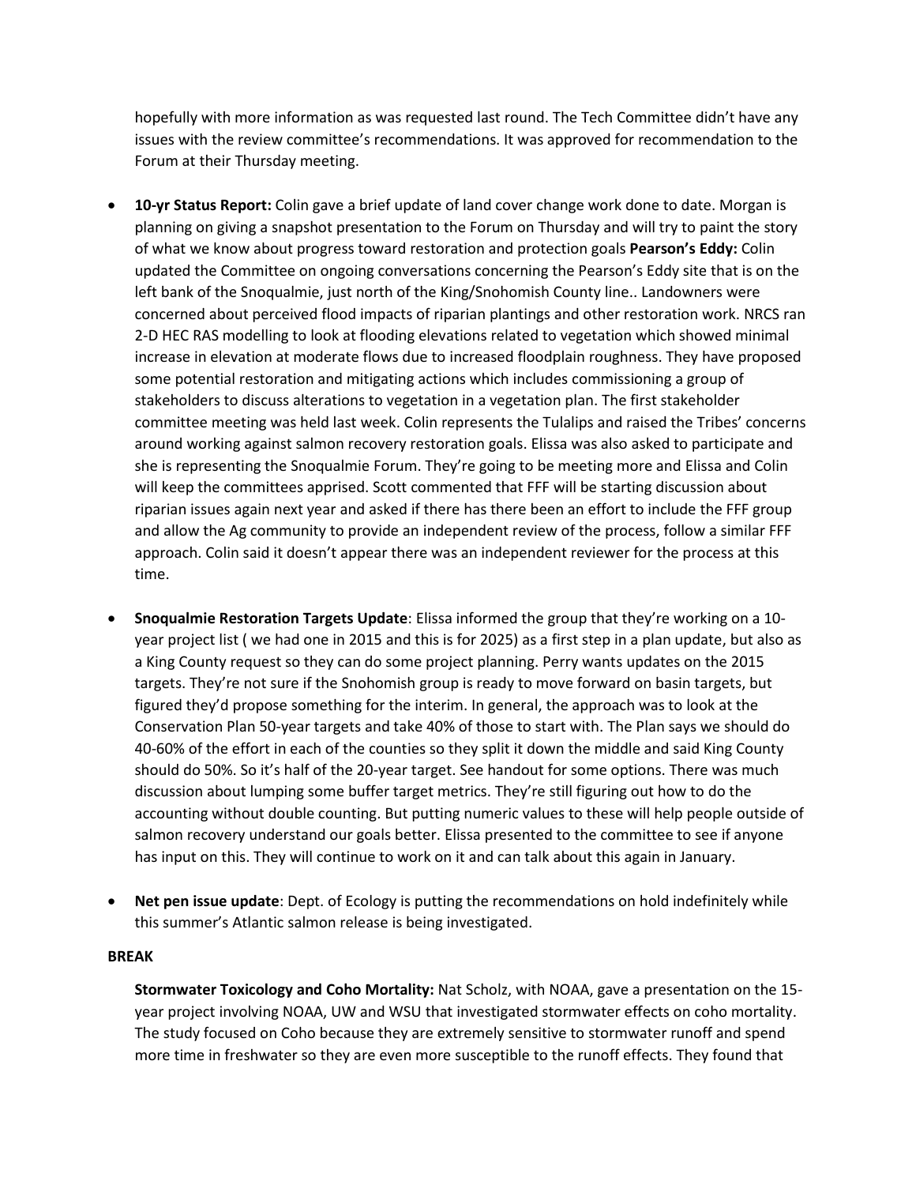hopefully with more information as was requested last round. The Tech Committee didn't have any issues with the review committee's recommendations. It was approved for recommendation to the Forum at their Thursday meeting.

- **10-yr Status Report:** Colin gave a brief update of land cover change work done to date. Morgan is planning on giving a snapshot presentation to the Forum on Thursday and will try to paint the story of what we know about progress toward restoration and protection goals **Pearson's Eddy:** Colin updated the Committee on ongoing conversations concerning the Pearson's Eddy site that is on the left bank of the Snoqualmie, just north of the King/Snohomish County line.. Landowners were concerned about perceived flood impacts of riparian plantings and other restoration work. NRCS ran 2-D HEC RAS modelling to look at flooding elevations related to vegetation which showed minimal increase in elevation at moderate flows due to increased floodplain roughness. They have proposed some potential restoration and mitigating actions which includes commissioning a group of stakeholders to discuss alterations to vegetation in a vegetation plan. The first stakeholder committee meeting was held last week. Colin represents the Tulalips and raised the Tribes' concerns around working against salmon recovery restoration goals. Elissa was also asked to participate and she is representing the Snoqualmie Forum. They're going to be meeting more and Elissa and Colin will keep the committees apprised. Scott commented that FFF will be starting discussion about riparian issues again next year and asked if there has there been an effort to include the FFF group and allow the Ag community to provide an independent review of the process, follow a similar FFF approach. Colin said it doesn't appear there was an independent reviewer for the process at this time.

- **Snoqualmie Restoration Targets Update**: Elissa informed the group that they're working on a 10-year project list ( we had one in 2015 and this is for 2025) as a first step in a plan update, but also as a King County request so they can do some project planning. Perry wants updates on the 2015 targets. They're not sure if the Snohomish group is ready to move forward on basin targets, but figured they'd propose something for the interim. In general, the approach was to look at the Conservation Plan 50-year targets and take 40% of those to start with. The Plan says we should do 40-60% of the effort in each of the counties so they split it down the middle and said King County should do 50%. So it's half of the 20-year target. See handout for some options. There was much discussion about lumping some buffer target metrics. They're still figuring out how to do the accounting without double counting. But putting numeric values to these will help people outside of salmon recovery understand our goals better. Elissa presented to the committee to see if anyone has input on this. They will continue to work on it and can talk about this again in January.

- **Net pen issue update**: Dept. of Ecology is putting the recommendations on hold indefinitely while this summer's Atlantic salmon release is being investigated.

**BREAK**

**Stormwater Toxicology and Coho Mortality:** Nat Scholz, with NOAA, gave a presentation on the 15-year project involving NOAA, UW and WSU that investigated stormwater effects on coho mortality. The study focused on Coho because they are extremely sensitive to stormwater runoff and spend more time in freshwater so they are even more susceptible to the runoff effects. They found that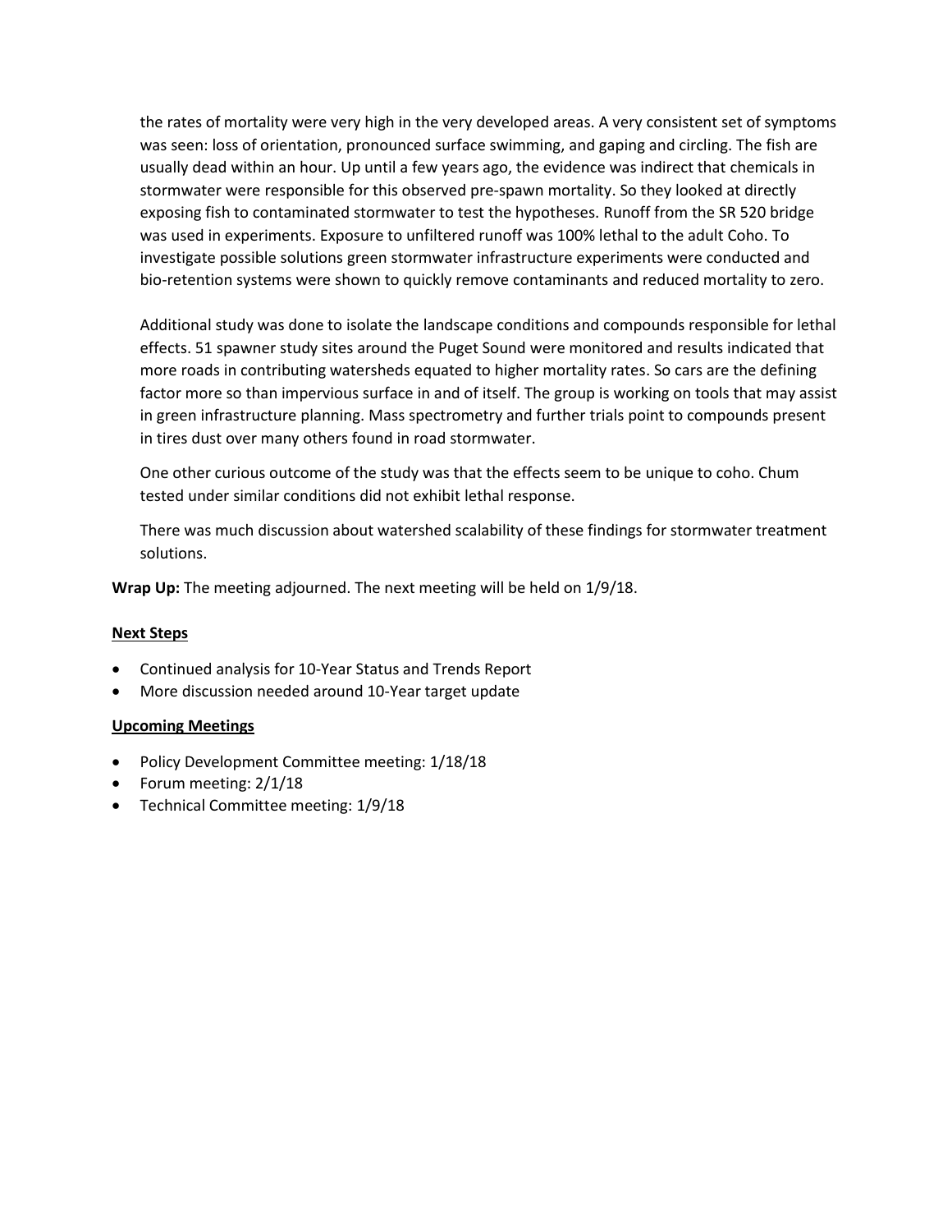the rates of mortality were very high in the very developed areas. A very consistent set of symptoms was seen: loss of orientation, pronounced surface swimming, and gaping and circling. The fish are usually dead within an hour. Up until a few years ago, the evidence was indirect that chemicals in stormwater were responsible for this observed pre-spawn mortality. So they looked at directly exposing fish to contaminated stormwater to test the hypotheses. Runoff from the SR 520 bridge was used in experiments. Exposure to unfiltered runoff was 100% lethal to the adult Coho. To investigate possible solutions green stormwater infrastructure experiments were conducted and bio-retention systems were shown to quickly remove contaminants and reduced mortality to zero.

Additional study was done to isolate the landscape conditions and compounds responsible for lethal effects. 51 spawner study sites around the Puget Sound were monitored and results indicated that more roads in contributing watersheds equated to higher mortality rates. So cars are the defining factor more so than impervious surface in and of itself. The group is working on tools that may assist in green infrastructure planning. Mass spectrometry and further trials point to compounds present in tires dust over many others found in road stormwater.

One other curious outcome of the study was that the effects seem to be unique to coho. Chum tested under similar conditions did not exhibit lethal response.

There was much discussion about watershed scalability of these findings for stormwater treatment solutions.

**Wrap Up:** The meeting adjourned. The next meeting will be held on 1/9/18.

## Next Steps

- Continued analysis for 10-Year Status and Trends Report
- More discussion needed around 10-Year target update

## Upcoming Meetings

- Policy Development Committee meeting: 1/18/18
- Forum meeting: 2/1/18
- Technical Committee meeting: 1/9/18